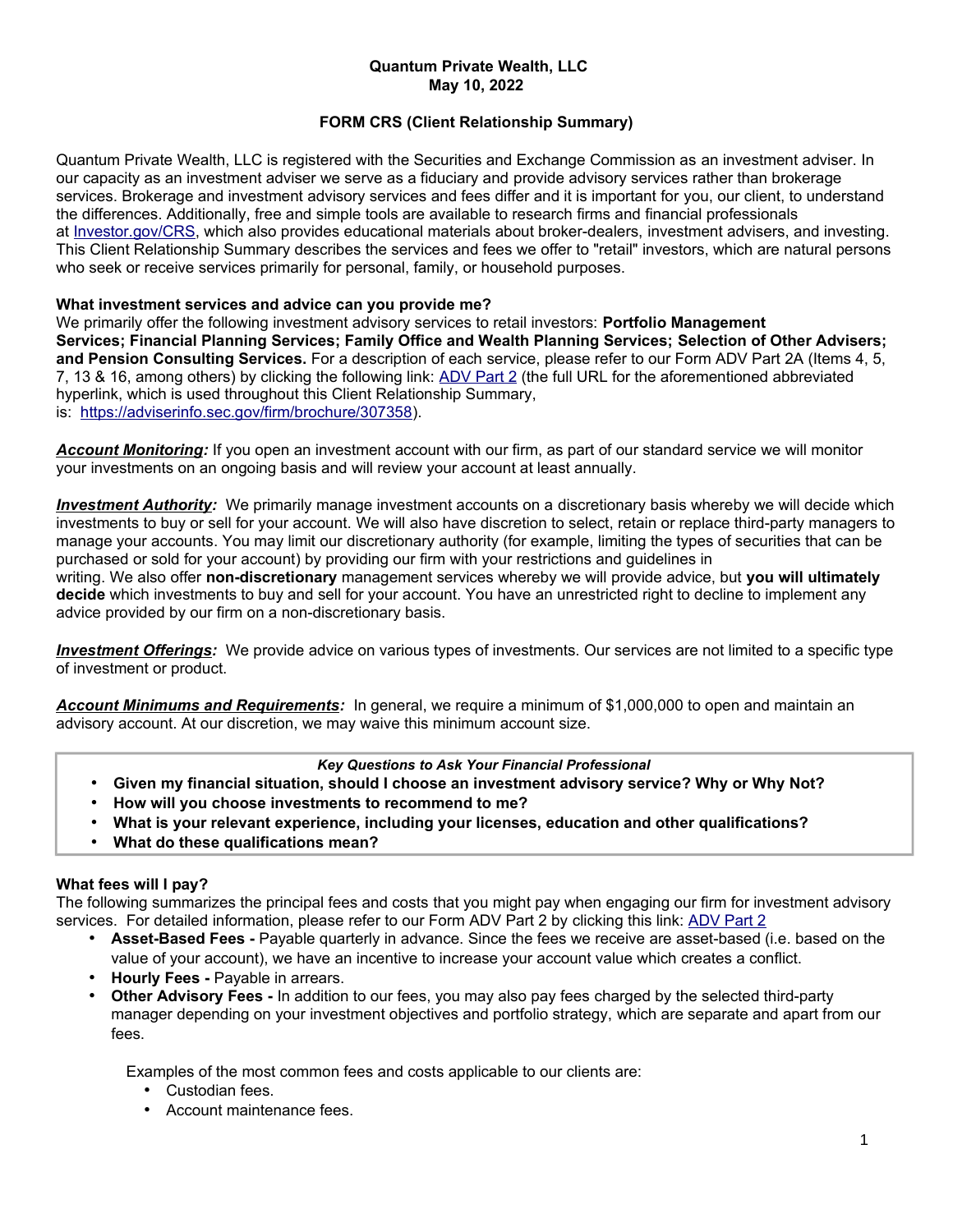**Quantum Private Wealth, LLC**
**May 10, 2022**

# FORM CRS (Client Relationship Summary)

Quantum Private Wealth, LLC is registered with the Securities and Exchange Commission as an investment adviser. In our capacity as an investment adviser we serve as a fiduciary and provide advisory services rather than brokerage services. Brokerage and investment advisory services and fees differ and it is important for you, our client, to understand the differences. Additionally, free and simple tools are available to research firms and financial professionals at [Investor.gov/CRS](Investor.gov/CRS), which also provides educational materials about broker-dealers, investment advisers, and investing. This Client Relationship Summary describes the services and fees we offer to "retail" investors, which are natural persons who seek or receive services primarily for personal, family, or household purposes.

## What investment services and advice can you provide me?

We primarily offer the following investment advisory services to retail investors: **Portfolio Management Services; Financial Planning Services; Family Office and Wealth Planning Services; Selection of Other Advisers; and Pension Consulting Services.** For a description of each service, please refer to our Form ADV Part 2A (Items 4, 5, 7, 13 & 16, among others) by clicking the following link: [ADV Part 2](https://adviserinfo.sec.gov/firm/brochure/307358) (the full URL for the aforementioned abbreviated hyperlink, which is used throughout this Client Relationship Summary, is: https://adviserinfo.sec.gov/firm/brochure/307358).

***Account Monitoring:*** If you open an investment account with our firm, as part of our standard service we will monitor your investments on an ongoing basis and will review your account at least annually.

***Investment Authority:*** We primarily manage investment accounts on a discretionary basis whereby we will decide which investments to buy or sell for your account. We will also have discretion to select, retain or replace third-party managers to manage your accounts. You may limit our discretionary authority (for example, limiting the types of securities that can be purchased or sold for your account) by providing our firm with your restrictions and guidelines in writing. We also offer **non-discretionary** management services whereby we will provide advice, but **you will ultimately decide** which investments to buy and sell for your account. You have an unrestricted right to decline to implement any advice provided by our firm on a non-discretionary basis.

***Investment Offerings:*** We provide advice on various types of investments. Our services are not limited to a specific type of investment or product.

***Account Minimums and Requirements:*** In general, we require a minimum of $1,000,000 to open and maintain an advisory account. At our discretion, we may waive this minimum account size.

> ***Key Questions to Ask Your Financial Professional***
> - **Given my financial situation, should I choose an investment advisory service? Why or Why Not?**
> - **How will you choose investments to recommend to me?**
> - **What is your relevant experience, including your licenses, education and other qualifications?**
> - **What do these qualifications mean?**

## What fees will I pay?

The following summarizes the principal fees and costs that you might pay when engaging our firm for investment advisory services. For detailed information, please refer to our Form ADV Part 2 by clicking this link: [ADV Part 2](https://adviserinfo.sec.gov/firm/brochure/307358)

- **Asset-Based Fees -** Payable quarterly in advance. Since the fees we receive are asset-based (i.e. based on the value of your account), we have an incentive to increase your account value which creates a conflict.
- **Hourly Fees -** Payable in arrears.
- **Other Advisory Fees -** In addition to our fees, you may also pay fees charged by the selected third-party manager depending on your investment objectives and portfolio strategy, which are separate and apart from our fees.

  Examples of the most common fees and costs applicable to our clients are:
  - Custodian fees.
  - Account maintenance fees.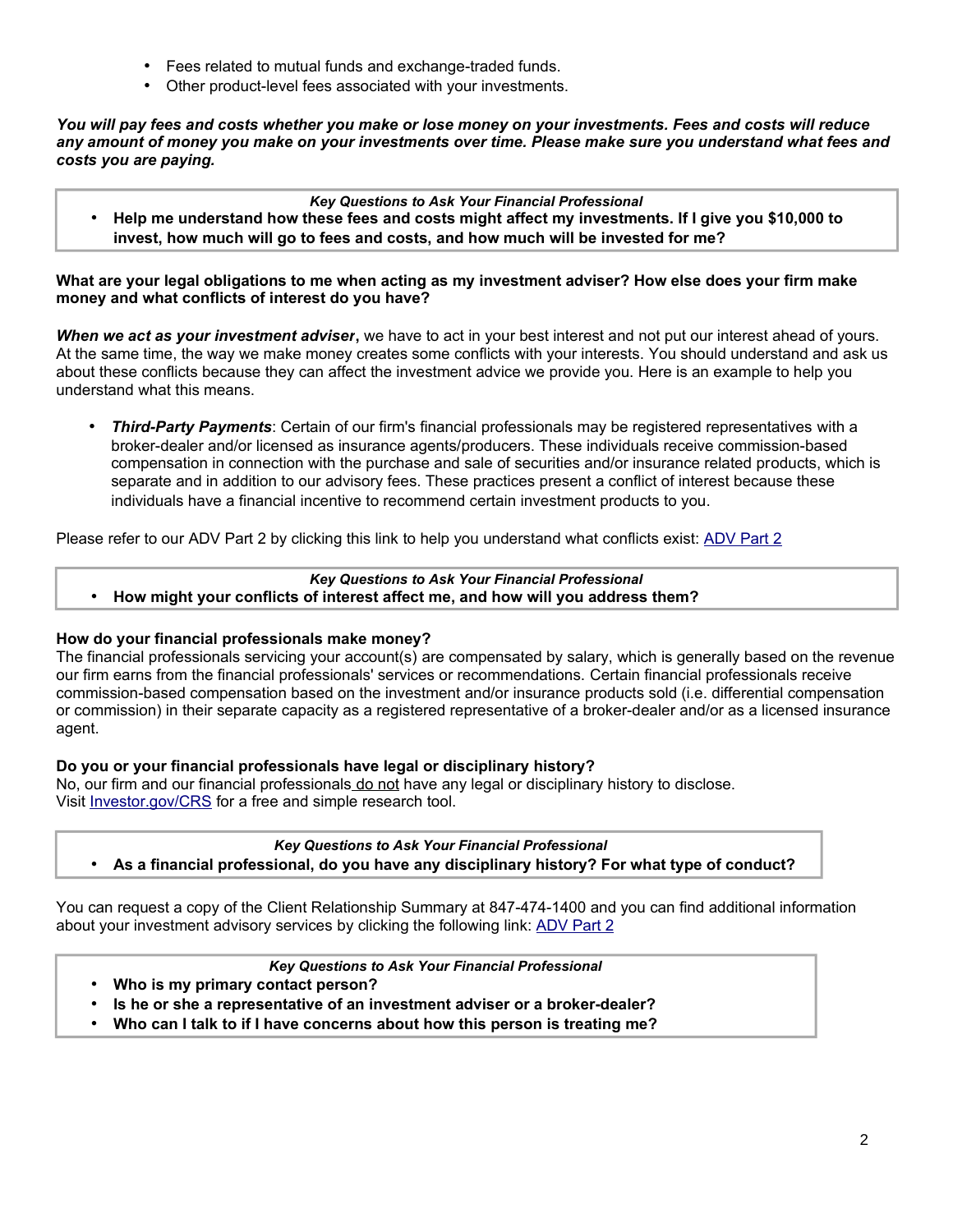- Fees related to mutual funds and exchange-traded funds.
- Other product-level fees associated with your investments.

***You will pay fees and costs whether you make or lose money on your investments. Fees and costs will reduce any amount of money you make on your investments over time. Please make sure you understand what fees and costs you are paying.***

> ***Key Questions to Ask Your Financial Professional***
> - **Help me understand how these fees and costs might affect my investments. If I give you $10,000 to invest, how much will go to fees and costs, and how much will be invested for me?**

**What are your legal obligations to me when acting as my investment adviser? How else does your firm make money and what conflicts of interest do you have?**

***When we act as your investment adviser*****,** we have to act in your best interest and not put our interest ahead of yours. At the same time, the way we make money creates some conflicts with your interests. You should understand and ask us about these conflicts because they can affect the investment advice we provide you. Here is an example to help you understand what this means.

- ***Third-Party Payments***: Certain of our firm's financial professionals may be registered representatives with a broker-dealer and/or licensed as insurance agents/producers. These individuals receive commission-based compensation in connection with the purchase and sale of securities and/or insurance related products, which is separate and in addition to our advisory fees. These practices present a conflict of interest because these individuals have a financial incentive to recommend certain investment products to you.

Please refer to our ADV Part 2 by clicking this link to help you understand what conflicts exist: ADV Part 2

> ***Key Questions to Ask Your Financial Professional***
> - **How might your conflicts of interest affect me, and how will you address them?**

**How do your financial professionals make money?**

The financial professionals servicing your account(s) are compensated by salary, which is generally based on the revenue our firm earns from the financial professionals' services or recommendations. Certain financial professionals receive commission-based compensation based on the investment and/or insurance products sold (i.e. differential compensation or commission) in their separate capacity as a registered representative of a broker-dealer and/or as a licensed insurance agent.

**Do you or your financial professionals have legal or disciplinary history?**

No, our firm and our financial professionals do not have any legal or disciplinary history to disclose.
Visit Investor.gov/CRS for a free and simple research tool.

> ***Key Questions to Ask Your Financial Professional***
> - **As a financial professional, do you have any disciplinary history? For what type of conduct?**

You can request a copy of the Client Relationship Summary at 847-474-1400 and you can find additional information about your investment advisory services by clicking the following link: ADV Part 2

> ***Key Questions to Ask Your Financial Professional***
> - **Who is my primary contact person?**
> - **Is he or she a representative of an investment adviser or a broker-dealer?**
> - **Who can I talk to if I have concerns about how this person is treating me?**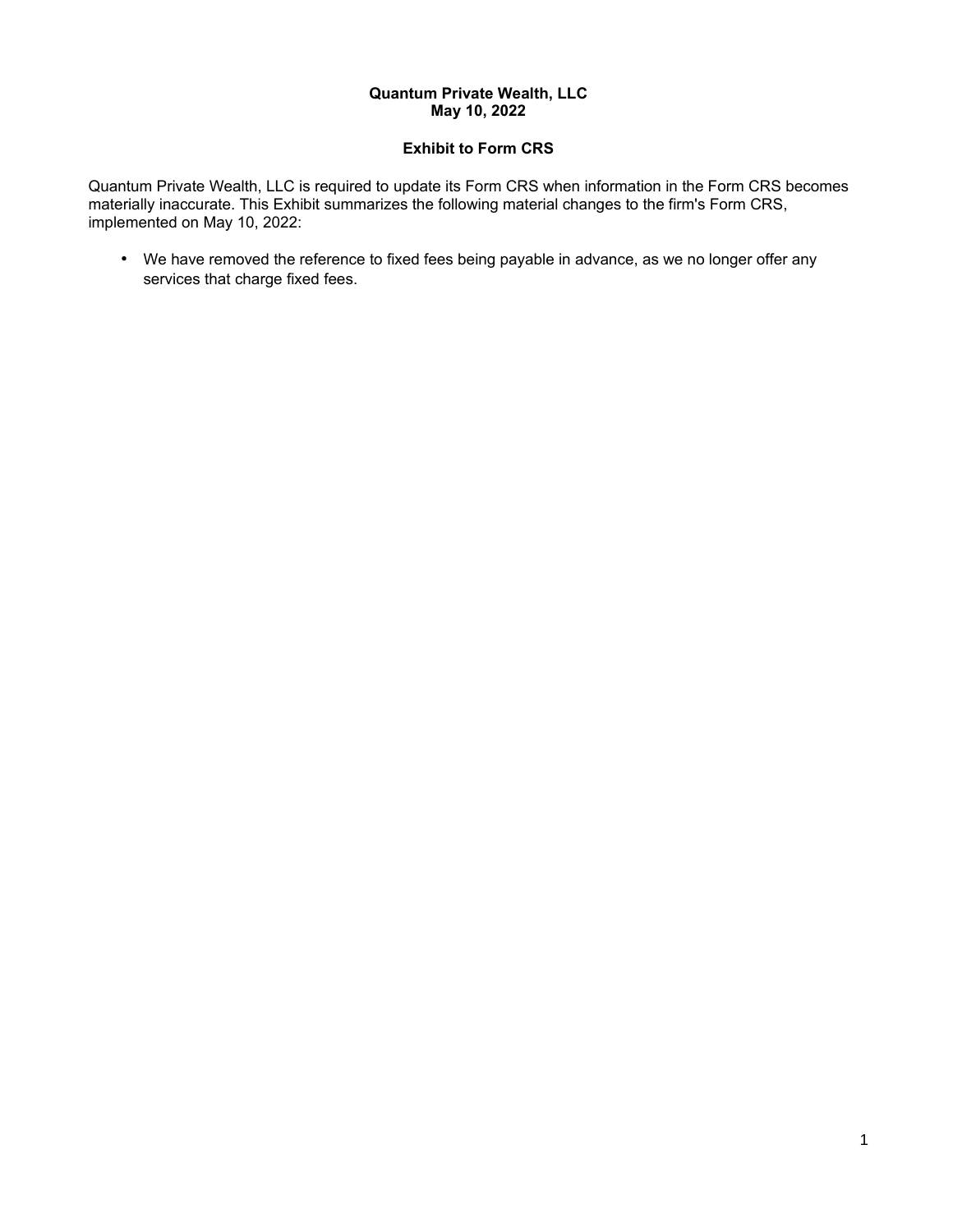**Quantum Private Wealth, LLC**
**May 10, 2022**

**Exhibit to Form CRS**

Quantum Private Wealth, LLC is required to update its Form CRS when information in the Form CRS becomes materially inaccurate. This Exhibit summarizes the following material changes to the firm's Form CRS, implemented on May 10, 2022:

- We have removed the reference to fixed fees being payable in advance, as we no longer offer any services that charge fixed fees.